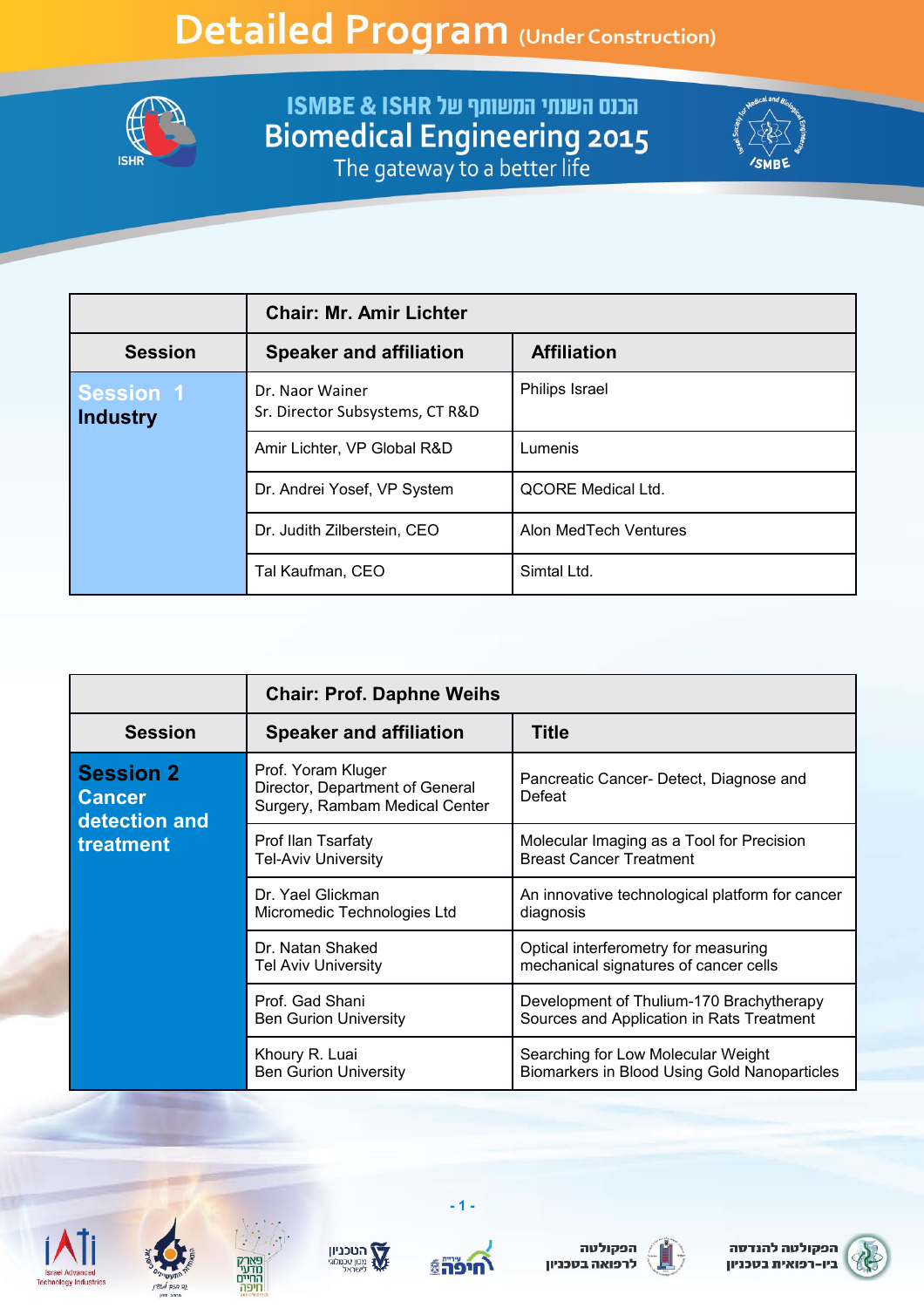# Detailed Program (Under Construction)

## ISMBE & ISHR הכנס השנתי המשותף של
## Biomedical Engineering 2015
### The gateway to a better life

| | Chair: Mr. Amir Lichter | |
|---|---|---|
| **Session** | **Speaker and affiliation** | **Affiliation** |
| **Session 1 Industry** | Dr. Naor Wainer<br>Sr. Director Subsystems, CT R&D | Philips Israel |
| | Amir Lichter, VP Global R&D | Lumenis |
| | Dr. Andrei Yosef, VP System | QCORE Medical Ltd. |
| | Dr. Judith Zilberstein, CEO | Alon MedTech Ventures |
| | Tal Kaufman, CEO | Simtal Ltd. |

| | Chair: Prof. Daphne Weihs | |
|---|---|---|
| **Session** | **Speaker and affiliation** | **Title** |
| **Session 2 Cancer detection and treatment** | Prof. Yoram Kluger<br>Director, Department of General Surgery, Rambam Medical Center | Pancreatic Cancer- Detect, Diagnose and Defeat |
| | Prof Ilan Tsarfaty<br>Tel-Aviv University | Molecular Imaging as a Tool for Precision Breast Cancer Treatment |
| | Dr. Yael Glickman<br>Micromedic Technologies Ltd | An innovative technological platform for cancer diagnosis |
| | Dr. Natan Shaked<br>Tel Aviv University | Optical interferometry for measuring mechanical signatures of cancer cells |
| | Prof. Gad Shani<br>Ben Gurion University | Development of Thulium-170 Brachytherapy Sources and Application in Rats Treatment |
| | Khoury R. Luai<br>Ben Gurion University | Searching for Low Molecular Weight Biomarkers in Blood Using Gold Nanoparticles |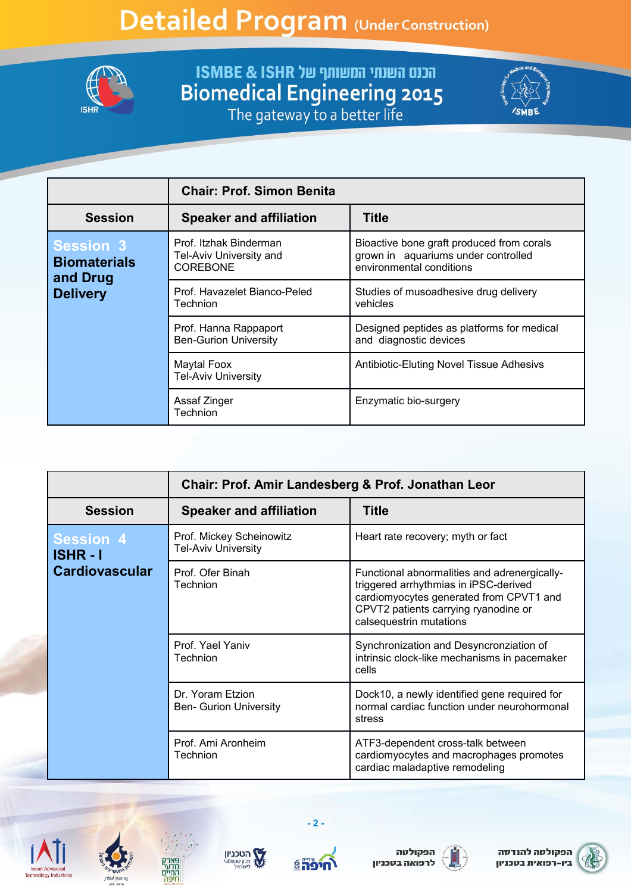# Detailed Program (Under Construction)

**ISMBE & ISHR הכנס השנתי המשותף של**

**Biomedical Engineering 2015**

The gateway to a better life

| | Chair: Prof. Simon Benita | |
|---|---|---|
| **Session** | **Speaker and affiliation** | **Title** |
| **Session 3 Biomaterials and Drug Delivery** | Prof. Itzhak Binderman Tel-Aviv University and COREBONE | Bioactive bone graft produced from corals grown in aquariums under controlled environmental conditions |
| | Prof. Havazelet Bianco-Peled Technion | Studies of musoadhesive drug delivery vehicles |
| | Prof. Hanna Rappaport Ben-Gurion University | Designed peptides as platforms for medical and diagnostic devices |
| | Maytal Foox Tel-Aviv University | Antibiotic-Eluting Novel Tissue Adhesivs |
| | Assaf Zinger Technion | Enzymatic bio-surgery |

| | Chair: Prof. Amir Landesberg & Prof. Jonathan Leor | |
|---|---|---|
| **Session** | **Speaker and affiliation** | **Title** |
| **Session 4 ISHR - I Cardiovascular** | Prof. Mickey Scheinowitz Tel-Aviv University | Heart rate recovery; myth or fact |
| | Prof. Ofer Binah Technion | Functional abnormalities and adrenergically-triggered arrhythmias in iPSC-derived cardiomyocytes generated from CPVT1 and CPVT2 patients carrying ryanodine or calsequestrin mutations |
| | Prof. Yael Yaniv Technion | Synchronization and Desyncronziation of intrinsic clock-like mechanisms in pacemaker cells |
| | Dr. Yoram Etzion Ben- Gurion University | Dock10, a newly identified gene required for normal cardiac function under neurohormonal stress |
| | Prof. Ami Aronheim Technion | ATF3-dependent cross-talk between cardiomyocytes and macrophages promotes cardiac maladaptive remodeling |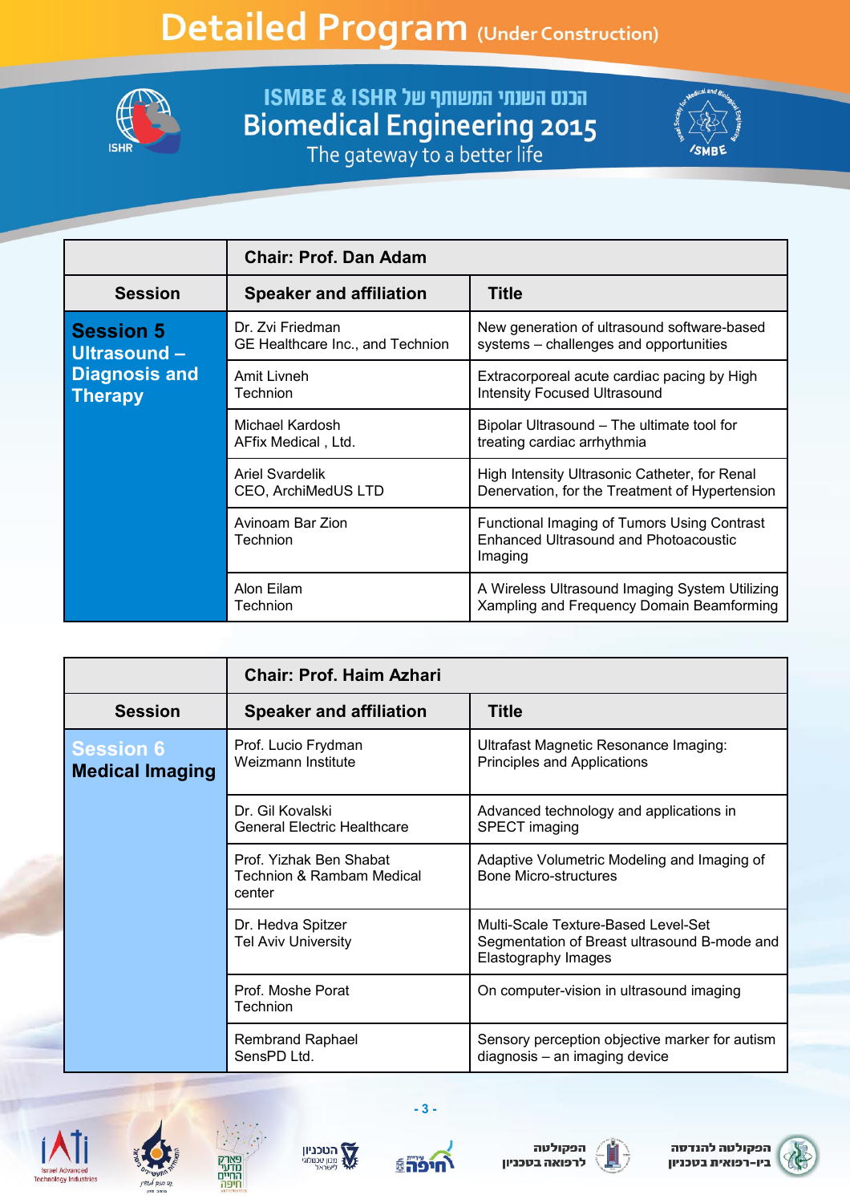# Detailed Program (Under Construction)

הכנס השנתי המשותף של ISMBE & ISHR

## Biomedical Engineering 2015

The gateway to a better life

| | Chair: Prof. Dan Adam | |
|---|---|---|
| **Session** | **Speaker and affiliation** | **Title** |
| **Session 5 Ultrasound – Diagnosis and Therapy** | Dr. Zvi Friedman<br>GE Healthcare Inc., and Technion | New generation of ultrasound software-based systems – challenges and opportunities |
| | Amit Livneh<br>Technion | Extracorporeal acute cardiac pacing by High Intensity Focused Ultrasound |
| | Michael Kardosh<br>AFfix Medical , Ltd. | Bipolar Ultrasound – The ultimate tool for treating cardiac arrhythmia |
| | Ariel Svardelik<br>CEO, ArchiMedUS LTD | High Intensity Ultrasonic Catheter, for Renal Denervation, for the Treatment of Hypertension |
| | Avinoam Bar Zion<br>Technion | Functional Imaging of Tumors Using Contrast Enhanced Ultrasound and Photoacoustic Imaging |
| | Alon Eilam<br>Technion | A Wireless Ultrasound Imaging System Utilizing Xampling and Frequency Domain Beamforming |

| | Chair: Prof. Haim Azhari | |
|---|---|---|
| **Session** | **Speaker and affiliation** | **Title** |
| **Session 6 Medical Imaging** | Prof. Lucio Frydman<br>Weizmann Institute | Ultrafast Magnetic Resonance Imaging: Principles and Applications |
| | Dr. Gil Kovalski<br>General Electric Healthcare | Advanced technology and applications in SPECT imaging |
| | Prof. Yizhak Ben Shabat<br>Technion & Rambam Medical center | Adaptive Volumetric Modeling and Imaging of Bone Micro-structures |
| | Dr. Hedva Spitzer<br>Tel Aviv University | Multi-Scale Texture-Based Level-Set Segmentation of Breast ultrasound B-mode and Elastography Images |
| | Prof. Moshe Porat<br>Technion | On computer-vision in ultrasound imaging |
| | Rembrand Raphael<br>SensPD Ltd. | Sensory perception objective marker for autism diagnosis – an imaging device |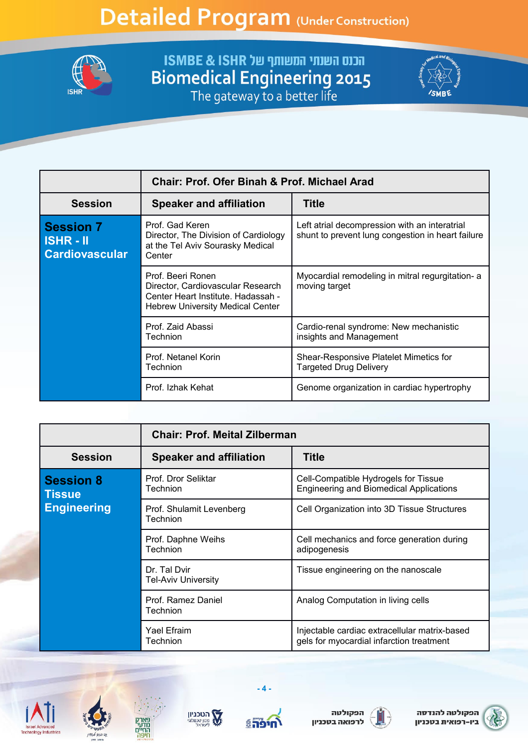# Detailed Program (Under Construction)

**ISMBE & ISHR הכנס השנתי המשותף של**

**Biomedical Engineering 2015**

The gateway to a better life

| | Chair: Prof. Ofer Binah & Prof. Michael Arad | |
|---|---|---|
| **Session** | **Speaker and affiliation** | **Title** |
| **Session 7 ISHR - II Cardiovascular** | Prof. Gad Keren<br>Director, The Division of Cardiology at the Tel Aviv Sourasky Medical Center | Left atrial decompression with an interatrial shunt to prevent lung congestion in heart failure |
| | Prof. Beeri Ronen<br>Director, Cardiovascular Research Center Heart Institute. Hadassah - Hebrew University Medical Center | Myocardial remodeling in mitral regurgitation- a moving target |
| | Prof. Zaid Abassi<br>Technion | Cardio-renal syndrome: New mechanistic insights and Management |
| | Prof. Netanel Korin<br>Technion | Shear-Responsive Platelet Mimetics for Targeted Drug Delivery |
| | Prof. Izhak Kehat | Genome organization in cardiac hypertrophy |

| | Chair: Prof. Meital Zilberman | |
|---|---|---|
| **Session** | **Speaker and affiliation** | **Title** |
| **Session 8 Tissue Engineering** | Prof. Dror Seliktar<br>Technion | Cell-Compatible Hydrogels for Tissue Engineering and Biomedical Applications |
| | Prof. Shulamit Levenberg<br>Technion | Cell Organization into 3D Tissue Structures |
| | Prof. Daphne Weihs<br>Technion | Cell mechanics and force generation during adipogenesis |
| | Dr. Tal Dvir<br>Tel-Aviv University | Tissue engineering on the nanoscale |
| | Prof. Ramez Daniel<br>Technion | Analog Computation in living cells |
| | Yael Efraim<br>Technion | Injectable cardiac extracellular matrix-based gels for myocardial infarction treatment |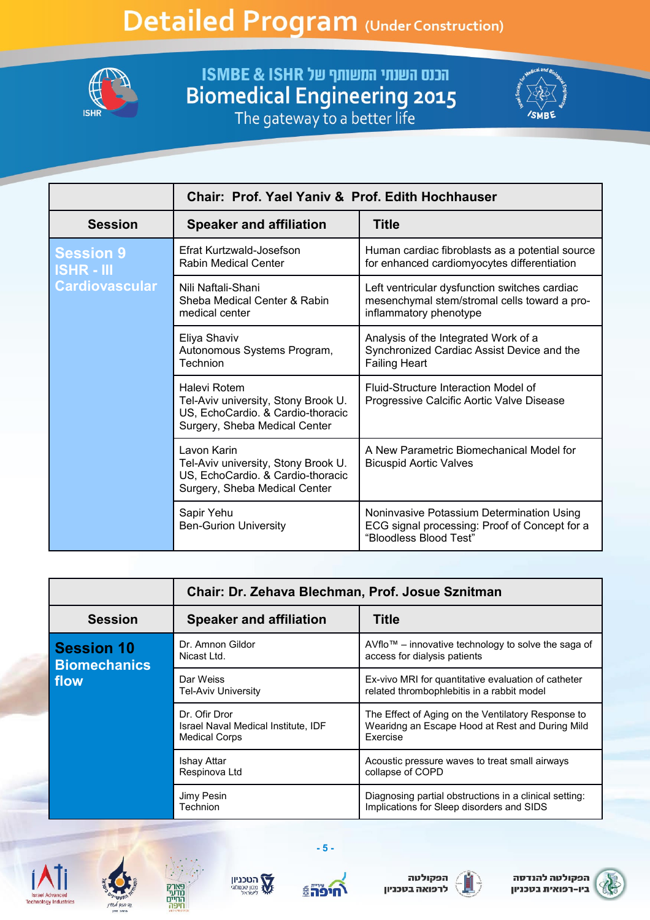# Detailed Program (Under Construction)

הכנס השנתי המשותף של ISMBE & ISHR

**Biomedical Engineering 2015**

The gateway to a better life

| | Chair: Prof. Yael Yaniv & Prof. Edith Hochhauser | |
|---|---|---|
| **Session** | **Speaker and affiliation** | **Title** |
| **Session 9 ISHR - III Cardiovascular** | Efrat Kurtzwald-Josefson Rabin Medical Center | Human cardiac fibroblasts as a potential source for enhanced cardiomyocytes differentiation |
| | Nili Naftali-Shani Sheba Medical Center & Rabin medical center | Left ventricular dysfunction switches cardiac mesenchymal stem/stromal cells toward a pro-inflammatory phenotype |
| | Eliya Shaviv Autonomous Systems Program, Technion | Analysis of the Integrated Work of a Synchronized Cardiac Assist Device and the Failing Heart |
| | Halevi Rotem Tel-Aviv university, Stony Brook U. US, EchoCardio. & Cardio-thoracic Surgery, Sheba Medical Center | Fluid-Structure Interaction Model of Progressive Calcific Aortic Valve Disease |
| | Lavon Karin Tel-Aviv university, Stony Brook U. US, EchoCardio. & Cardio-thoracic Surgery, Sheba Medical Center | A New Parametric Biomechanical Model for Bicuspid Aortic Valves |
| | Sapir Yehu Ben-Gurion University | Noninvasive Potassium Determination Using ECG signal processing: Proof of Concept for a “Bloodless Blood Test” |

| | Chair: Dr. Zehava Blechman, Prof. Josue Sznitman | |
|---|---|---|
| **Session** | **Speaker and affiliation** | **Title** |
| **Session 10 Biomechanics flow** | Dr. Amnon Gildor Nicast Ltd. | AVflo™ – innovative technology to solve the saga of access for dialysis patients |
| | Dar Weiss Tel-Aviv University | Ex-vivo MRI for quantitative evaluation of catheter related thrombophlebitis in a rabbit model |
| | Dr. Ofir Dror Israel Naval Medical Institute, IDF Medical Corps | The Effect of Aging on the Ventilatory Response to Wearidng an Escape Hood at Rest and During Mild Exercise |
| | Ishay Attar Respinova Ltd | Acoustic pressure waves to treat small airways collapse of COPD |
| | Jimy Pesin Technion | Diagnosing partial obstructions in a clinical setting: Implications for Sleep disorders and SIDS |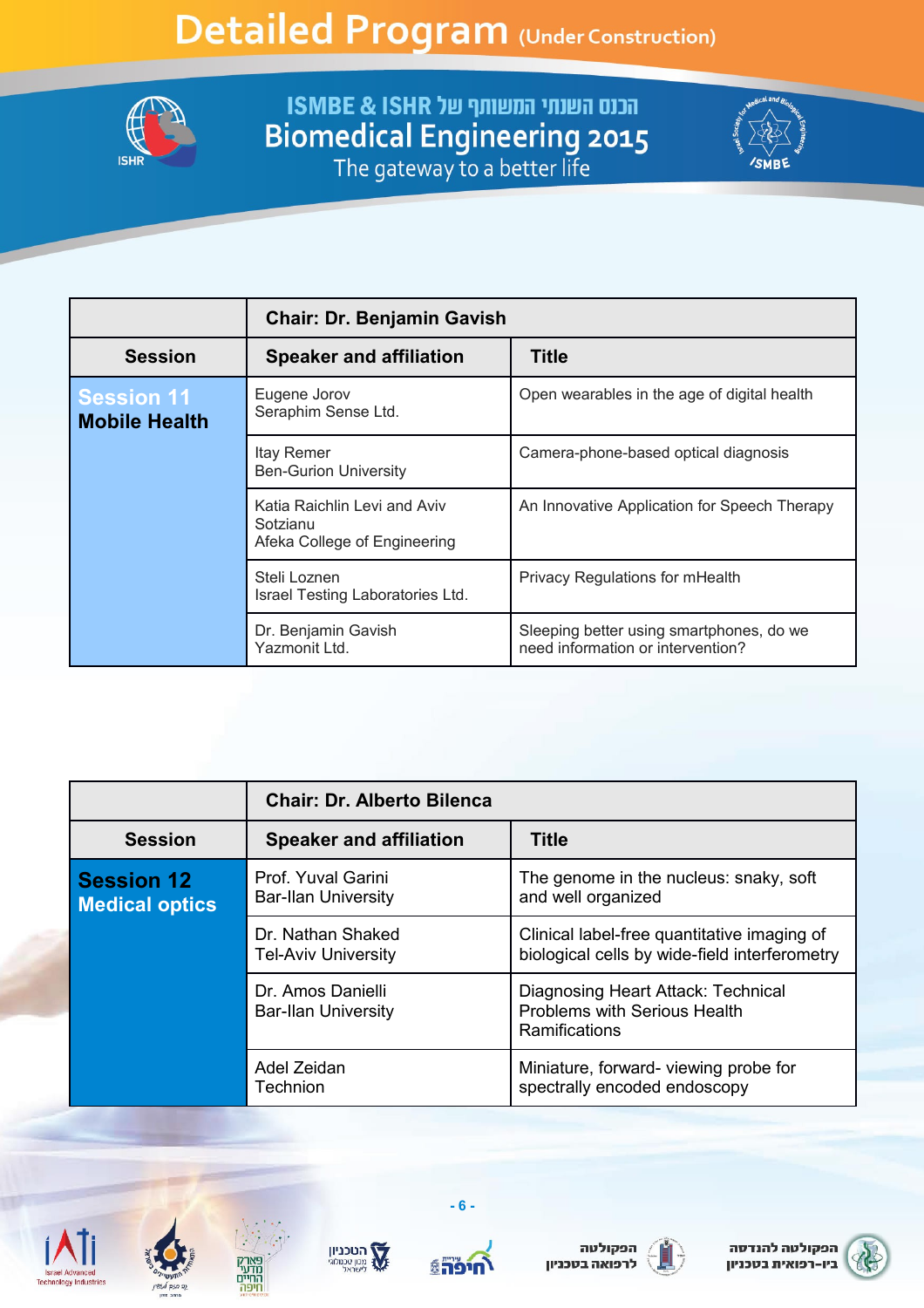# Detailed Program (Under Construction)

הכנס השנתי המשותף של ISMBE & ISHR

Biomedical Engineering 2015

The gateway to a better life

| | Chair: Dr. Benjamin Gavish | |
|---|---|---|
| **Session** | **Speaker and affiliation** | **Title** |
| **Session 11 Mobile Health** | Eugene Jorov<br>Seraphim Sense Ltd. | Open wearables in the age of digital health |
| | Itay Remer<br>Ben-Gurion University | Camera-phone-based optical diagnosis |
| | Katia Raichlin Levi and Aviv Sotzianu<br>Afeka College of Engineering | An Innovative Application for Speech Therapy |
| | Steli Loznen<br>Israel Testing Laboratories Ltd. | Privacy Regulations for mHealth |
| | Dr. Benjamin Gavish<br>Yazmonit Ltd. | Sleeping better using smartphones, do we need information or intervention? |

| | Chair: Dr. Alberto Bilenca | |
|---|---|---|
| **Session** | **Speaker and affiliation** | **Title** |
| **Session 12 Medical optics** | Prof. Yuval Garini<br>Bar-Ilan University | The genome in the nucleus: snaky, soft and well organized |
| | Dr. Nathan Shaked<br>Tel-Aviv University | Clinical label-free quantitative imaging of biological cells by wide-field interferometry |
| | Dr. Amos Danielli<br>Bar-Ilan University | Diagnosing Heart Attack: Technical Problems with Serious Health Ramifications |
| | Adel Zeidan<br>Technion | Miniature, forward- viewing probe for spectrally encoded endoscopy |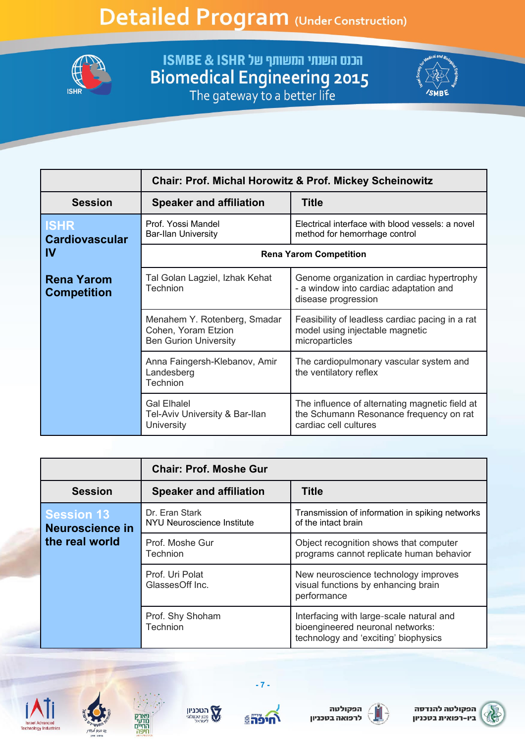# Detailed Program (Under Construction)

הכנס השנתי המשותף של ISMBE & ISHR

**Biomedical Engineering 2015**

The gateway to a better life

| | Chair: Prof. Michal Horowitz & Prof. Mickey Scheinowitz | |
|---|---|---|
| **Session** | **Speaker and affiliation** | **Title** |
| **ISHR Cardiovascular IV** | Prof. Yossi Mandel<br>Bar-Ilan University | Electrical interface with blood vessels: a novel method for hemorrhage control |
| **Rena Yarom Competition** | **Rena Yarom Competition** | |
| | Tal Golan Lagziel, Izhak Kehat<br>Technion | Genome organization in cardiac hypertrophy - a window into cardiac adaptation and disease progression |
| | Menahem Y. Rotenberg, Smadar Cohen, Yoram Etzion<br>Ben Gurion University | Feasibility of leadless cardiac pacing in a rat model using injectable magnetic microparticles |
| | Anna Faingersh-Klebanov, Amir Landesberg<br>Technion | The cardiopulmonary vascular system and the ventilatory reflex |
| | Gal Elhalel<br>Tel-Aviv University & Bar-Ilan University | The influence of alternating magnetic field at the Schumann Resonance frequency on rat cardiac cell cultures |

| | Chair: Prof. Moshe Gur | |
|---|---|---|
| **Session** | **Speaker and affiliation** | **Title** |
| **Session 13 Neuroscience in the real world** | Dr. Eran Stark<br>NYU Neuroscience Institute | Transmission of information in spiking networks of the intact brain |
| | Prof. Moshe Gur<br>Technion | Object recognition shows that computer programs cannot replicate human behavior |
| | Prof. Uri Polat<br>GlassesOff Inc. | New neuroscience technology improves visual functions by enhancing brain performance |
| | Prof. Shy Shoham<br>Technion | Interfacing with large-scale natural and bioengineered neuronal networks: technology and ‘exciting’ biophysics |